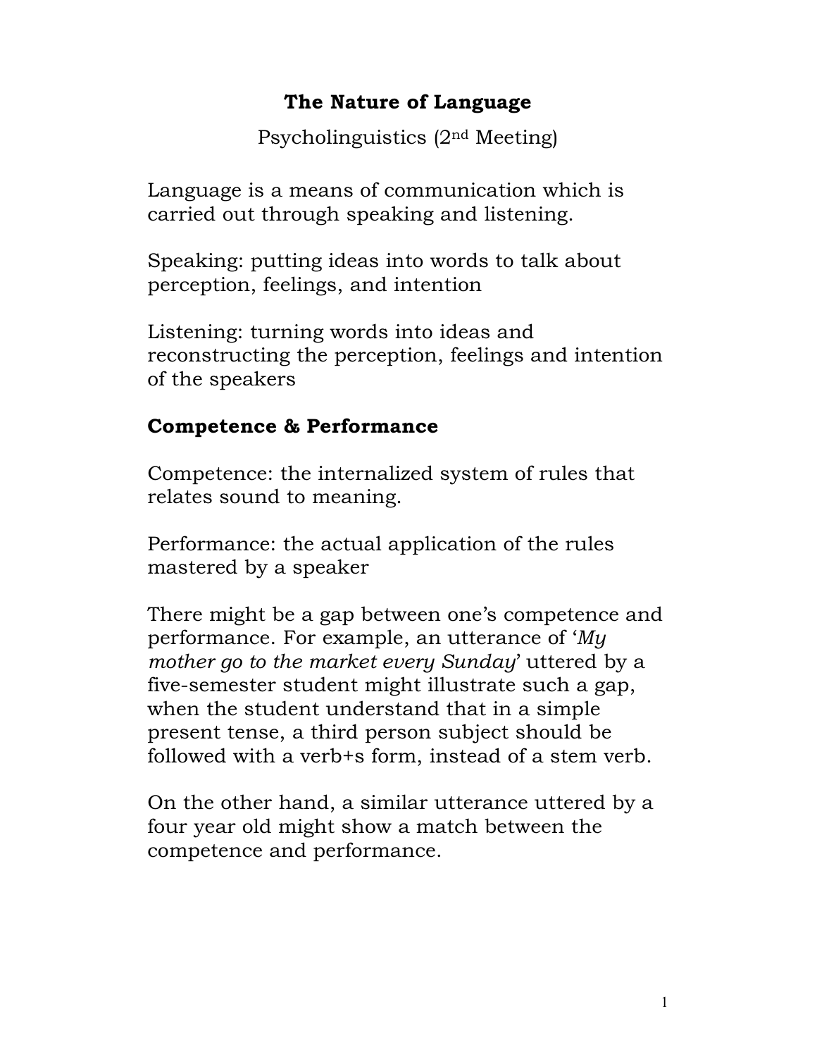# The Nature of Language

Psycholinguistics (2nd Meeting)

Language is a means of communication which is carried out through speaking and listening.

Speaking: putting ideas into words to talk about perception, feelings, and intention

Listening: turning words into ideas and reconstructing the perception, feelings and intention of the speakers

## Competence & Performance

Competence: the internalized system of rules that relates sound to meaning.

Performance: the actual application of the rules mastered by a speaker

There might be a gap between one's competence and performance. For example, an utterance of '*My mother go to the market every Sunday*' uttered by a five-semester student might illustrate such a gap, when the student understand that in a simple present tense, a third person subject should be followed with a verb+s form, instead of a stem verb.

On the other hand, a similar utterance uttered by a four year old might show a match between the competence and performance.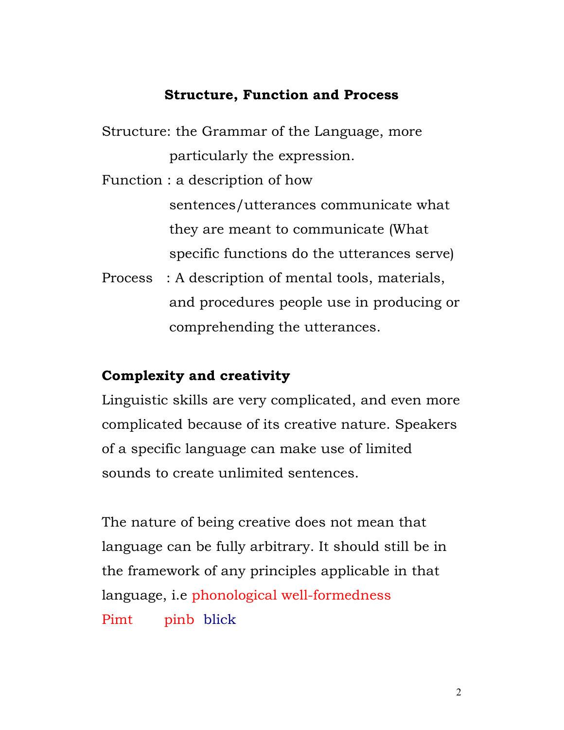## Structure, Function and Process

Structure: the Grammar of the Language, more particularly the expression.

Function : a description of how sentences/utterances communicate what they are meant to communicate (What specific functions do the utterances serve)

Process : A description of mental tools, materials, and procedures people use in producing or comprehending the utterances.

### Complexity and creativity

Linguistic skills are very complicated, and even more complicated because of its creative nature. Speakers of a specific language can make use of limited sounds to create unlimited sentences.

The nature of being creative does not mean that language can be fully arbitrary. It should still be in the framework of any principles applicable in that language, i.e phonological well-formedness

Pimt pinb blick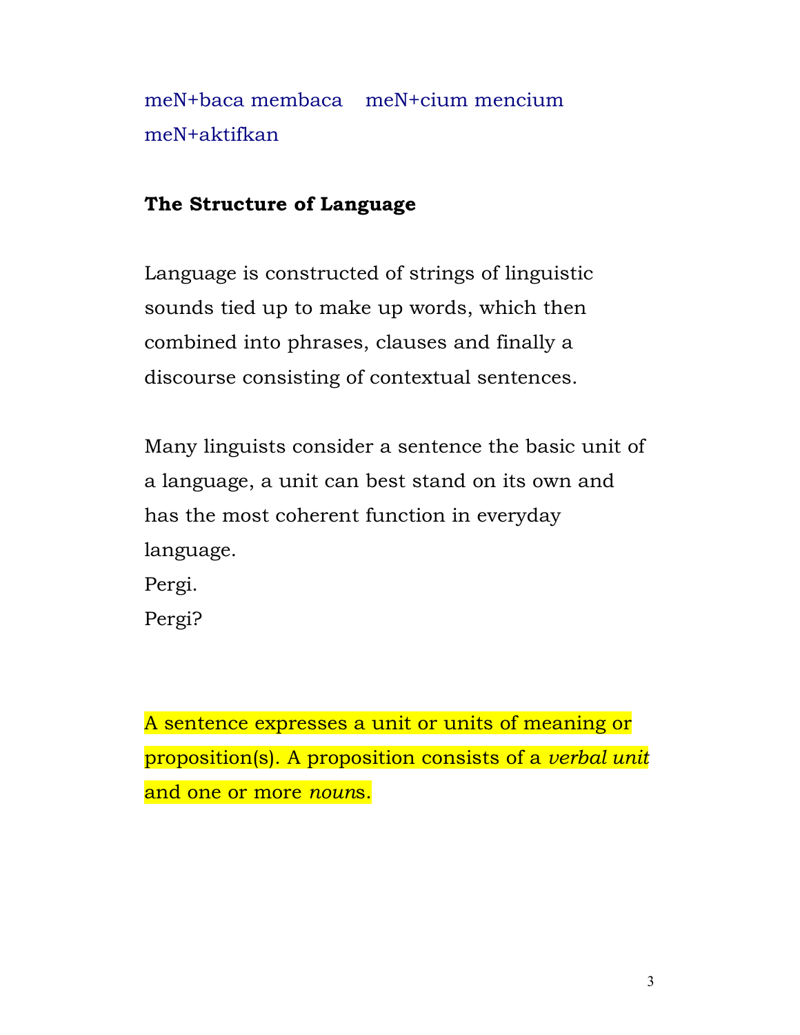meN+baca membaca    meN+cium mencium
meN+aktifkan

**The Structure of Language**

Language is constructed of strings of linguistic sounds tied up to make up words, which then combined into phrases, clauses and finally a discourse consisting of contextual sentences.

Many linguists consider a sentence the basic unit of a language, a unit can best stand on its own and has the most coherent function in everyday language.
Pergi.
Pergi?

A sentence expresses a unit or units of meaning or proposition(s). A proposition consists of a *verbal unit* and one or more *noun*s.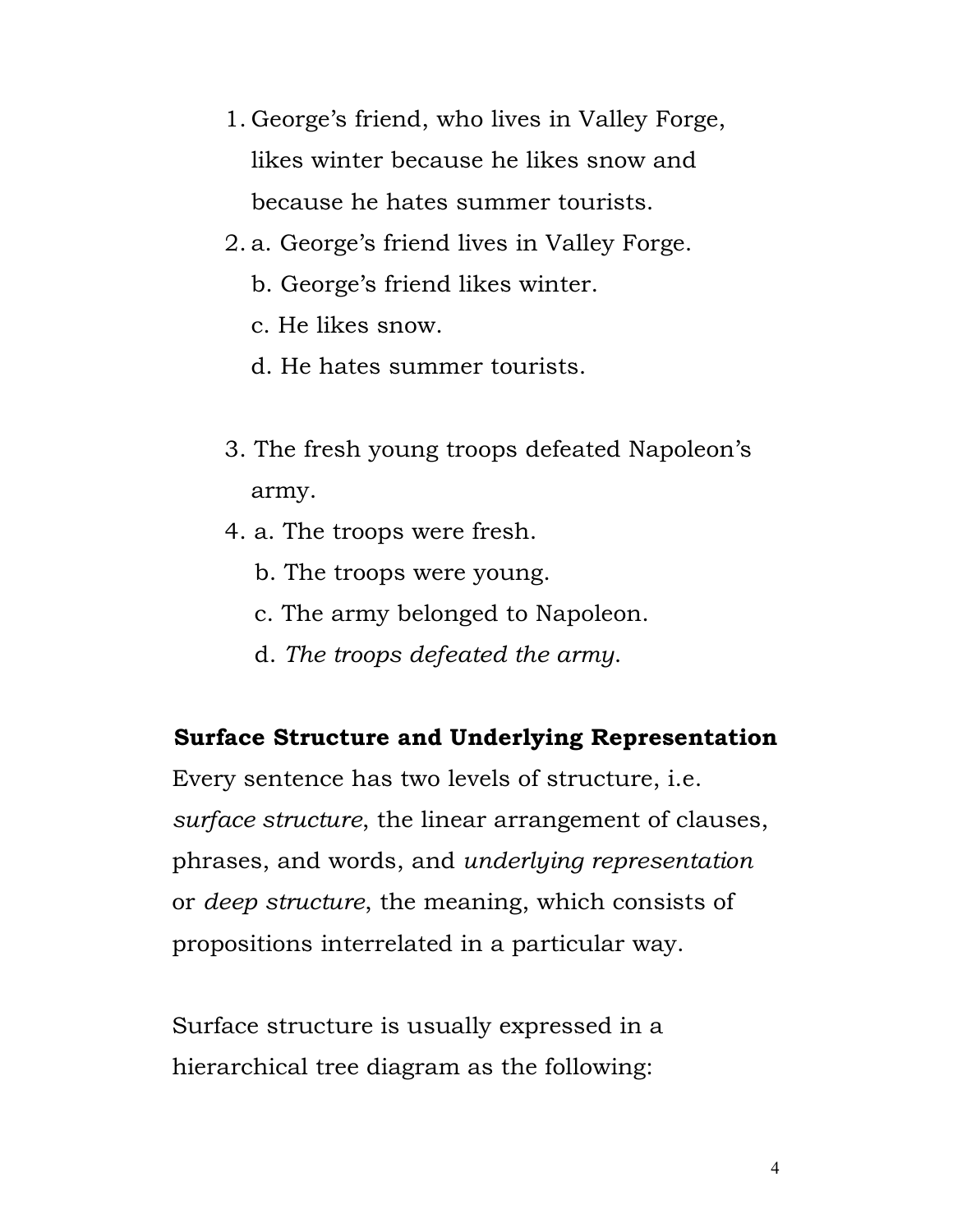1. George's friend, who lives in Valley Forge, likes winter because he likes snow and because he hates summer tourists.
2. a. George's friend lives in Valley Forge.
   b. George's friend likes winter.
   c. He likes snow.
   d. He hates summer tourists.

3. The fresh young troops defeated Napoleon's army.
4. a. The troops were fresh.
   b. The troops were young.
   c. The army belonged to Napoleon.
   d. *The troops defeated the army*.

**Surface Structure and Underlying Representation**

Every sentence has two levels of structure, i.e. *surface structure*, the linear arrangement of clauses, phrases, and words, and *underlying representation* or *deep structure*, the meaning, which consists of propositions interrelated in a particular way.

Surface structure is usually expressed in a hierarchical tree diagram as the following: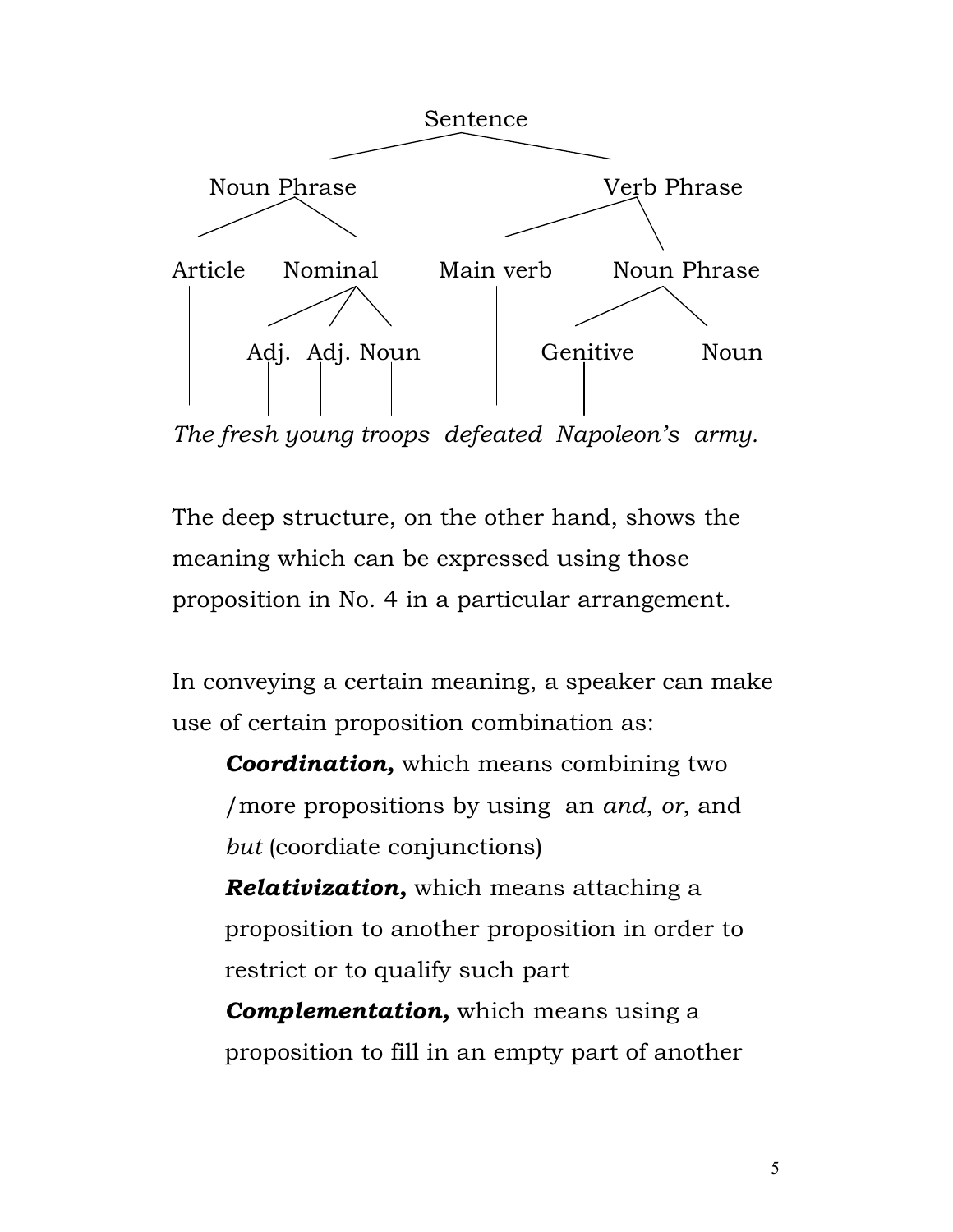```
                          Sentence
                 ┌───────────┴───────────┐
           Noun Phrase               Verb Phrase
           ┌────┴────┐             ┌──────┴──────┐
        Article   Nominal      Main verb     Noun Phrase
           │     ┌───┼───┐         │          ┌────┴────┐
           │   Adj. Adj. Noun      │       Genitive    Noun
           │     │    │    │       │          │          │
          The  fresh young troops defeated Napoleon's   army.
```

*The fresh young troops defeated Napoleon's army.*

The deep structure, on the other hand, shows the meaning which can be expressed using those proposition in No. 4 in a particular arrangement.

In conveying a certain meaning, a speaker can make use of certain proposition combination as:

***Coordination,*** which means combining two /more propositions by using an *and*, *or*, and *but* (coordiate conjunctions)

***Relativization,*** which means attaching a proposition to another proposition in order to restrict or to qualify such part

***Complementation,*** which means using a proposition to fill in an empty part of another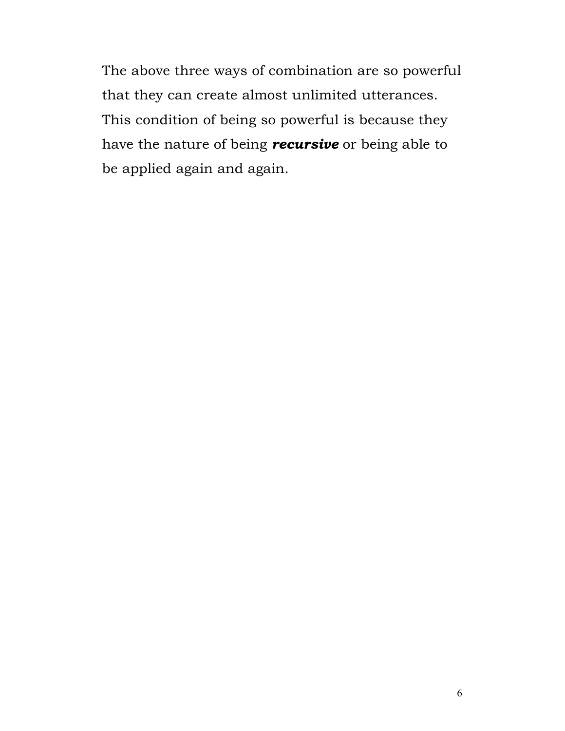The above three ways of combination are so powerful that they can create almost unlimited utterances. This condition of being so powerful is because they have the nature of being ***recursive*** or being able to be applied again and again.